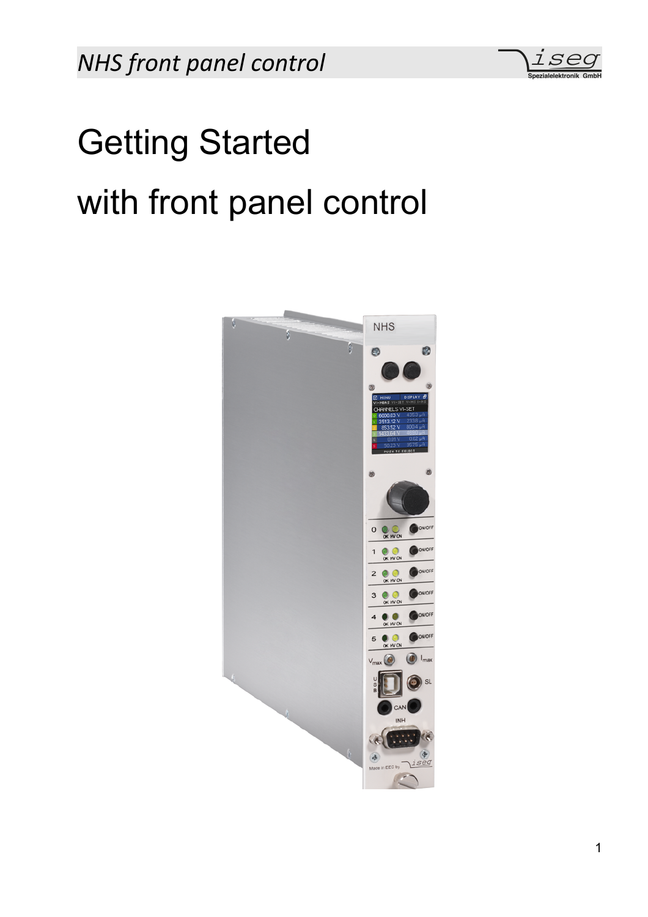# Getting Started

# with front panel control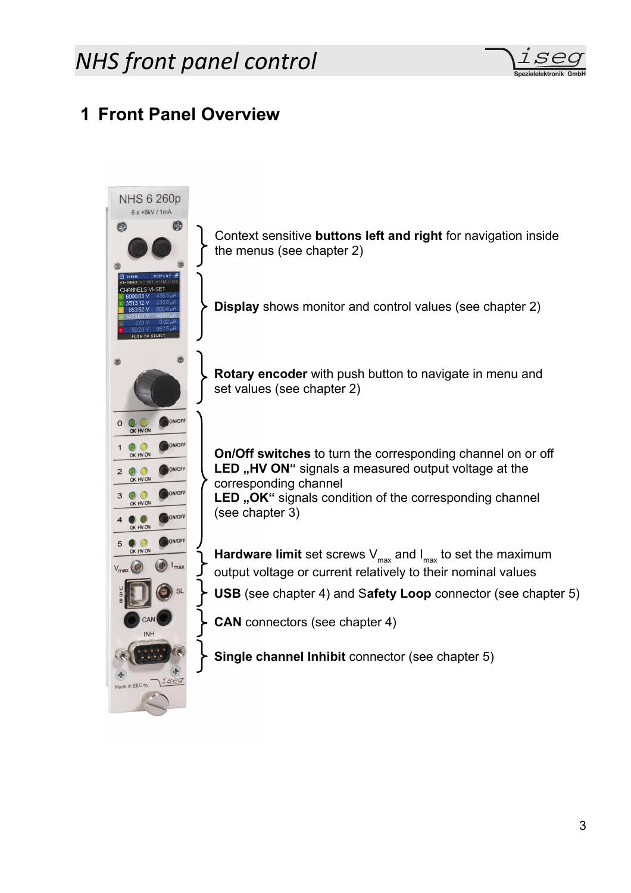# 1 Front Panel Overview

Context sensitive **buttons left and right** for navigation inside the menus (see chapter 2)

**Display** shows monitor and control values (see chapter 2)

**Rotary encoder** with push button to navigate in menu and set values (see chapter 2)

**On/Off switches** to turn the corresponding channel on or off
**LED „HV ON"** signals a measured output voltage at the corresponding channel
**LED „OK"** signals condition of the corresponding channel (see chapter 3)

**Hardware limit** set screws $V_{max}$ and $I_{max}$ to set the maximum output voltage or current relatively to their nominal values

**USB** (see chapter 4) and S**afety Loop** connector (see chapter 5)

**CAN** connectors (see chapter 4)

**Single channel Inhibit** connector (see chapter 5)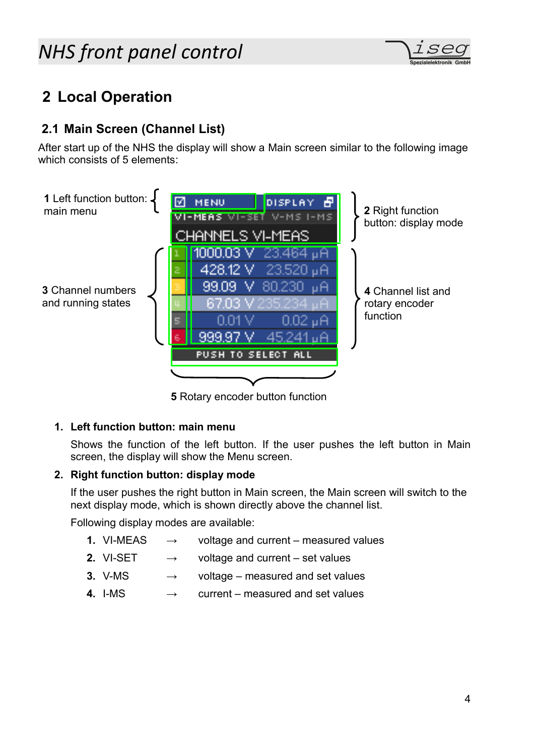# 2 Local Operation

## 2.1 Main Screen (Channel List)

After start up of the NHS the display will show a Main screen similar to the following image which consists of 5 elements:

**1** Left function button: main menu

**2** Right function button: display mode

**3** Channel numbers and running states

**4** Channel list and rotary encoder function

**5** Rotary encoder button function

1. **Left function button: main menu**

   Shows the function of the left button. If the user pushes the left button in Main screen, the display will show the Menu screen.

2. **Right function button: display mode**

   If the user pushes the right button in Main screen, the Main screen will switch to the next display mode, which is shown directly above the channel list.

   Following display modes are available:

   1. VI-MEAS → voltage and current – measured values
   2. VI-SET → voltage and current – set values
   3. V-MS → voltage – measured and set values
   4. I-MS → current – measured and set values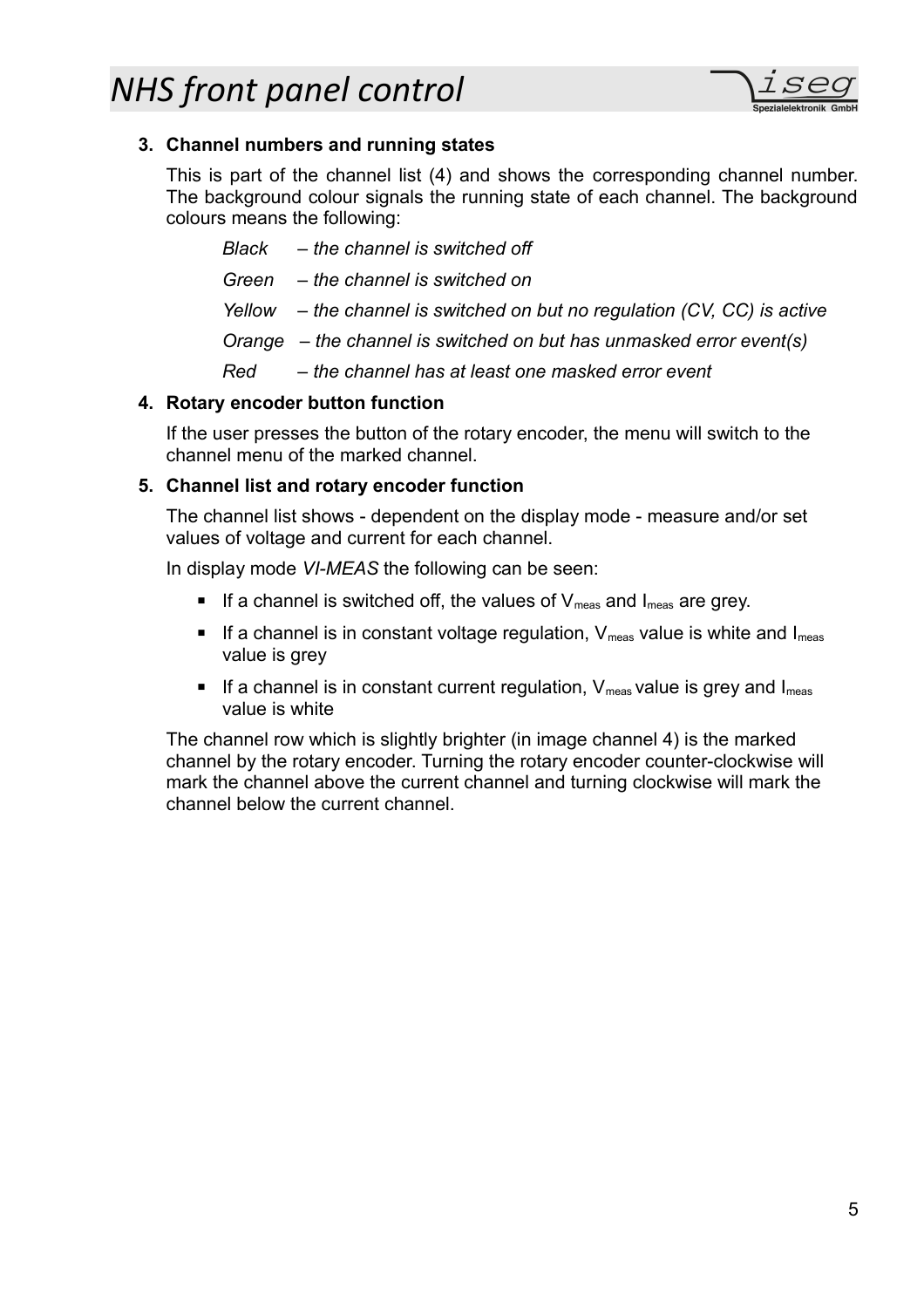3. **Channel numbers and running states**

   This is part of the channel list (4) and shows the corresponding channel number. The background colour signals the running state of each channel. The background colours means the following:

   *Black – the channel is switched off*

   *Green – the channel is switched on*

   *Yellow – the channel is switched on but no regulation (CV, CC) is active*

   *Orange – the channel is switched on but has unmasked error event(s)*

   *Red – the channel has at least one masked error event*

4. **Rotary encoder button function**

   If the user presses the button of the rotary encoder, the menu will switch to the channel menu of the marked channel.

5. **Channel list and rotary encoder function**

   The channel list shows - dependent on the display mode - measure and/or set values of voltage and current for each channel.

   In display mode *VI-MEAS* the following can be seen:

   - If a channel is switched off, the values of $V_{meas}$ and $I_{meas}$ are grey.
   - If a channel is in constant voltage regulation, $V_{meas}$ value is white and $I_{meas}$ value is grey
   - If a channel is in constant current regulation, $V_{meas}$ value is grey and $I_{meas}$ value is white

   The channel row which is slightly brighter (in image channel 4) is the marked channel by the rotary encoder. Turning the rotary encoder counter-clockwise will mark the channel above the current channel and turning clockwise will mark the channel below the current channel.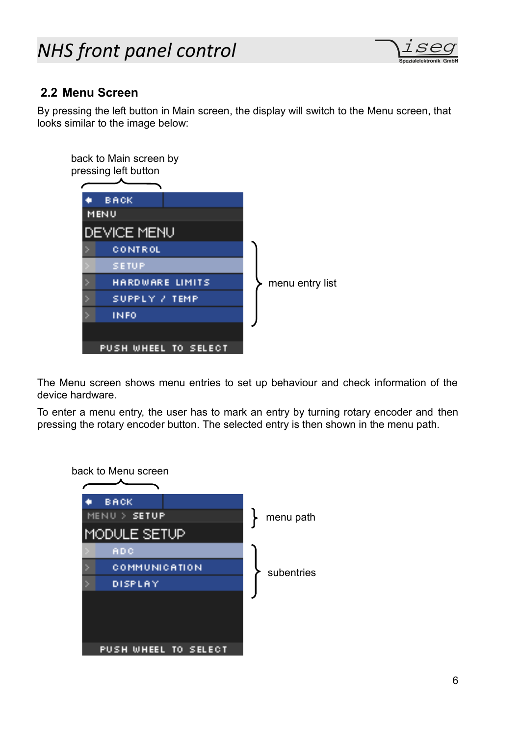## 2.2 Menu Screen

By pressing the left button in Main screen, the display will switch to the Menu screen, that looks similar to the image below:

back to Main screen by pressing left button

BACK
MENU
DEVICE MENU
CONTROL
SETUP
HARDWARE LIMITS
SUPPLY / TEMP
INFO
PUSH WHEEL TO SELECT

menu entry list

The Menu screen shows menu entries to set up behaviour and check information of the device hardware.

To enter a menu entry, the user has to mark an entry by turning rotary encoder and then pressing the rotary encoder button. The selected entry is then shown in the menu path.

back to Menu screen

BACK
MENU > SETUP
MODULE SETUP
ADC
COMMUNICATION
DISPLAY
PUSH WHEEL TO SELECT

menu path

subentries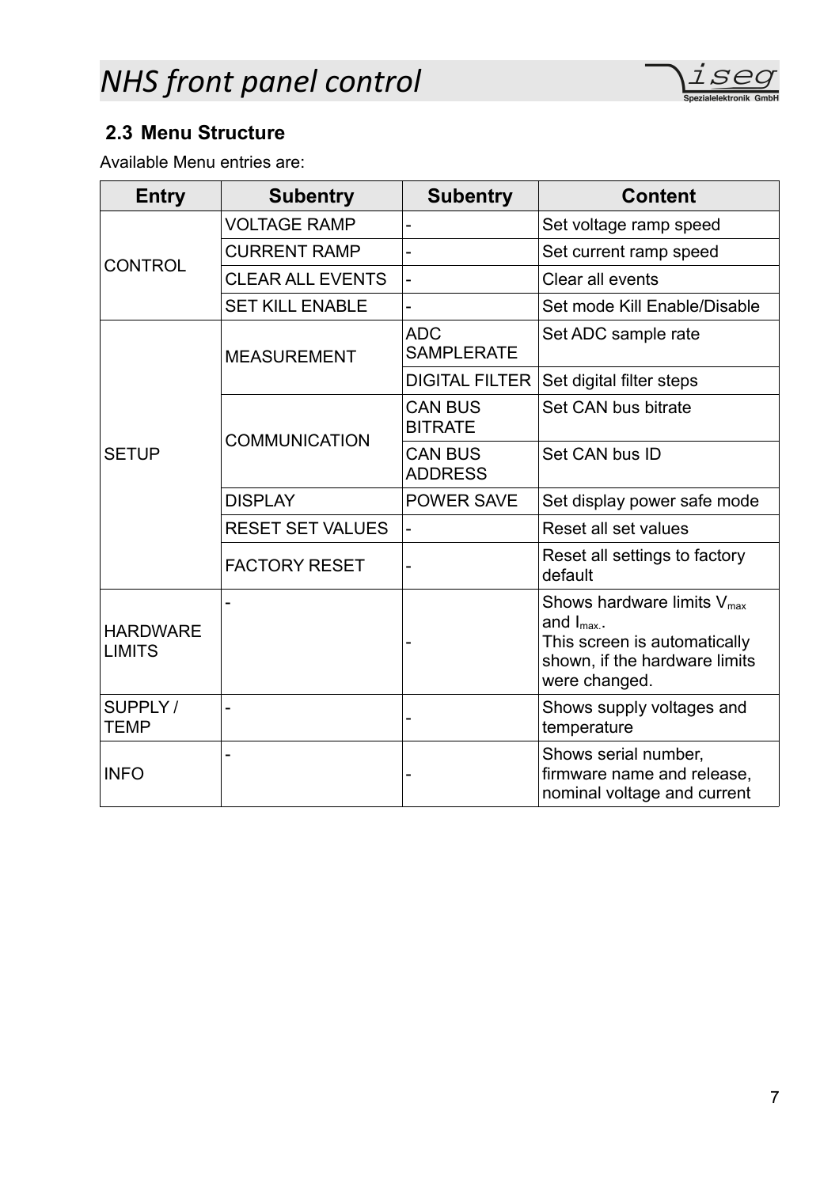## 2.3 Menu Structure

Available Menu entries are:

| Entry | Subentry | Subentry | Content |
|---|---|---|---|
| CONTROL | VOLTAGE RAMP | - | Set voltage ramp speed |
| | CURRENT RAMP | - | Set current ramp speed |
| | CLEAR ALL EVENTS | - | Clear all events |
| | SET KILL ENABLE | - | Set mode Kill Enable/Disable |
| SETUP | MEASUREMENT | ADC SAMPLERATE | Set ADC sample rate |
| | | DIGITAL FILTER | Set digital filter steps |
| | COMMUNICATION | CAN BUS BITRATE | Set CAN bus bitrate |
| | | CAN BUS ADDRESS | Set CAN bus ID |
| | DISPLAY | POWER SAVE | Set display power safe mode |
| | RESET SET VALUES | - | Reset all set values |
| | FACTORY RESET | - | Reset all settings to factory default |
| HARDWARE LIMITS | - | - | Shows hardware limits $V_{max}$ and $I_{max.}$. This screen is automatically shown, if the hardware limits were changed. |
| SUPPLY / TEMP | - | - | Shows supply voltages and temperature |
| INFO | - | - | Shows serial number, firmware name and release, nominal voltage and current |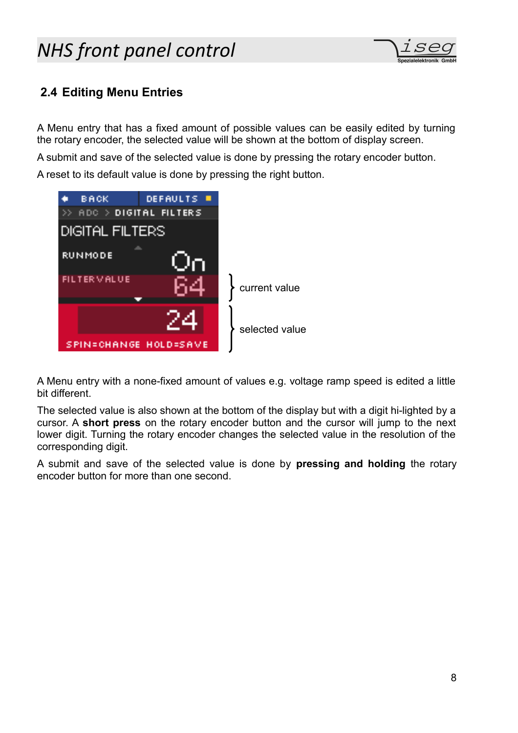## 2.4 Editing Menu Entries

A Menu entry that has a fixed amount of possible values can be easily edited by turning the rotary encoder, the selected value will be shown at the bottom of display screen.

A submit and save of the selected value is done by pressing the rotary encoder button.

A reset to its default value is done by pressing the right button.

current value

selected value

A Menu entry with a none-fixed amount of values e.g. voltage ramp speed is edited a little bit different.

The selected value is also shown at the bottom of the display but with a digit hi-lighted by a cursor. A **short press** on the rotary encoder button and the cursor will jump to the next lower digit. Turning the rotary encoder changes the selected value in the resolution of the corresponding digit.

A submit and save of the selected value is done by **pressing and holding** the rotary encoder button for more than one second.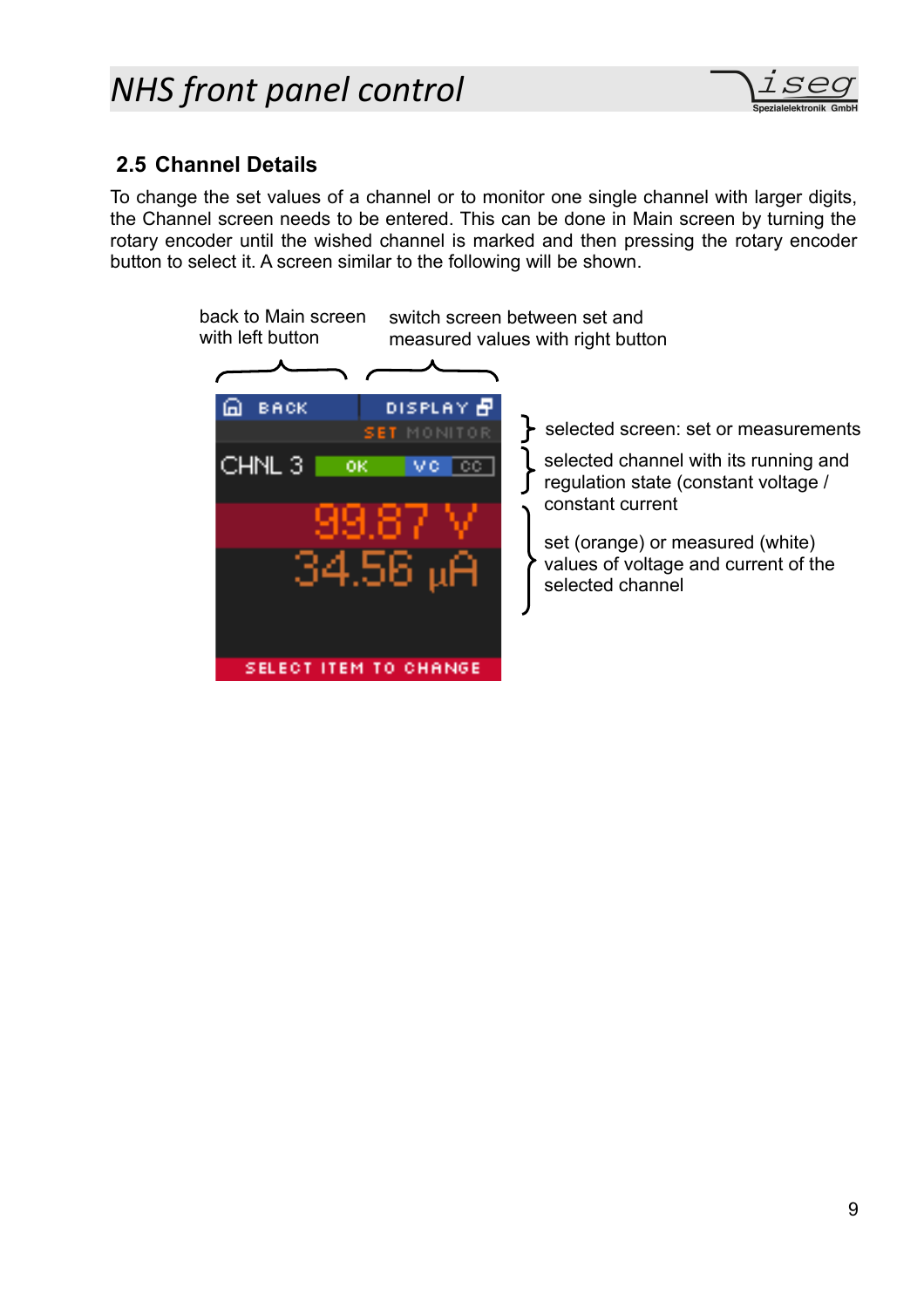## 2.5 Channel Details

To change the set values of a channel or to monitor one single channel with larger digits, the Channel screen needs to be entered. This can be done in Main screen by turning the rotary encoder until the wished channel is marked and then pressing the rotary encoder button to select it. A screen similar to the following will be shown.

back to Main screen with left button

switch screen between set and measured values with right button

selected screen: set or measurements

selected channel with its running and regulation state (constant voltage / constant current

set (orange) or measured (white) values of voltage and current of the selected channel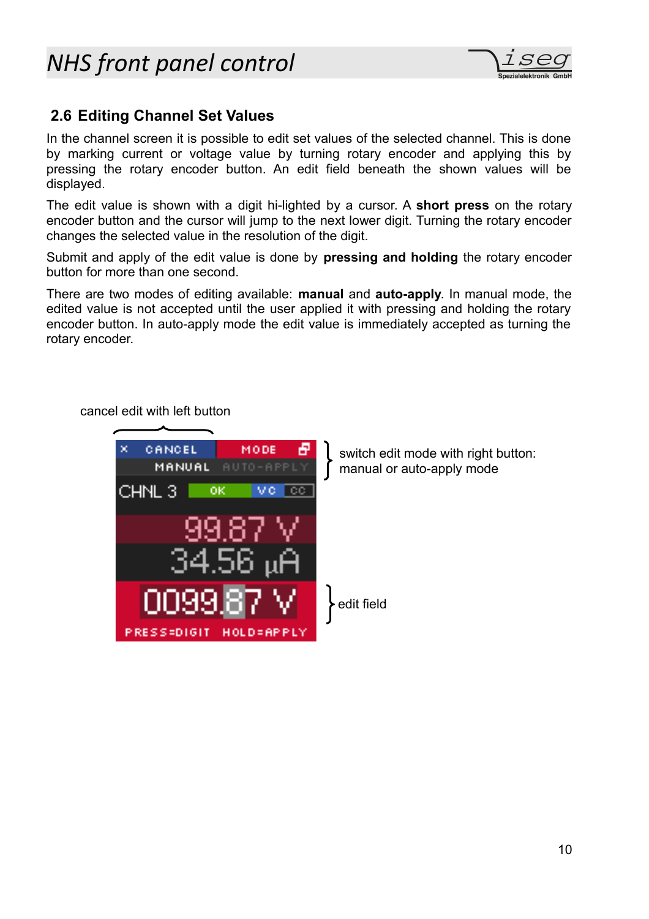## 2.6 Editing Channel Set Values

In the channel screen it is possible to edit set values of the selected channel. This is done by marking current or voltage value by turning rotary encoder and applying this by pressing the rotary encoder button. An edit field beneath the shown values will be displayed.

The edit value is shown with a digit hi-lighted by a cursor. A **short press** on the rotary encoder button and the cursor will jump to the next lower digit. Turning the rotary encoder changes the selected value in the resolution of the digit.

Submit and apply of the edit value is done by **pressing and holding** the rotary encoder button for more than one second.

There are two modes of editing available: **manual** and **auto-apply**. In manual mode, the edited value is not accepted until the user applied it with pressing and holding the rotary encoder button. In auto-apply mode the edit value is immediately accepted as turning the rotary encoder.

cancel edit with left button

switch edit mode with right button: manual or auto-apply mode

edit field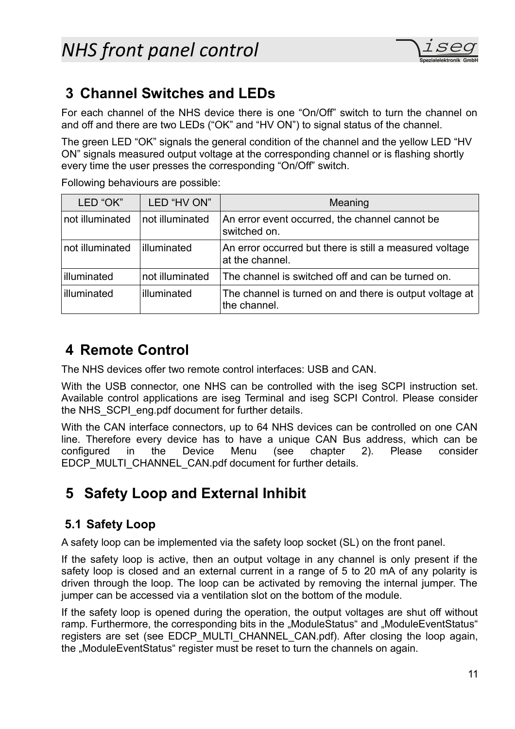## 3 Channel Switches and LEDs

For each channel of the NHS device there is one “On/Off” switch to turn the channel on and off and there are two LEDs (“OK” and “HV ON”) to signal status of the channel.

The green LED “OK” signals the general condition of the channel and the yellow LED “HV ON” signals measured output voltage at the corresponding channel or is flashing shortly every time the user presses the corresponding “On/Off” switch.

Following behaviours are possible:

| LED “OK” | LED “HV ON” | Meaning |
|---|---|---|
| not illuminated | not illuminated | An error event occurred, the channel cannot be switched on. |
| not illuminated | illuminated | An error occurred but there is still a measured voltage at the channel. |
| illuminated | not illuminated | The channel is switched off and can be turned on. |
| illuminated | illuminated | The channel is turned on and there is output voltage at the channel. |

## 4 Remote Control

The NHS devices offer two remote control interfaces: USB and CAN.

With the USB connector, one NHS can be controlled with the iseg SCPI instruction set. Available control applications are iseg Terminal and iseg SCPI Control. Please consider the NHS_SCPI_eng.pdf document for further details.

With the CAN interface connectors, up to 64 NHS devices can be controlled on one CAN line. Therefore every device has to have a unique CAN Bus address, which can be configured in the Device Menu (see chapter 2). Please consider EDCP_MULTI_CHANNEL_CAN.pdf document for further details.

## 5 Safety Loop and External Inhibit

### 5.1 Safety Loop

A safety loop can be implemented via the safety loop socket (SL) on the front panel.

If the safety loop is active, then an output voltage in any channel is only present if the safety loop is closed and an external current in a range of 5 to 20 mA of any polarity is driven through the loop. The loop can be activated by removing the internal jumper. The jumper can be accessed via a ventilation slot on the bottom of the module.

If the safety loop is opened during the operation, the output voltages are shut off without ramp. Furthermore, the corresponding bits in the „ModuleStatus“ and „ModuleEventStatus“ registers are set (see EDCP_MULTI_CHANNEL_CAN.pdf). After closing the loop again, the „ModuleEventStatus“ register must be reset to turn the channels on again.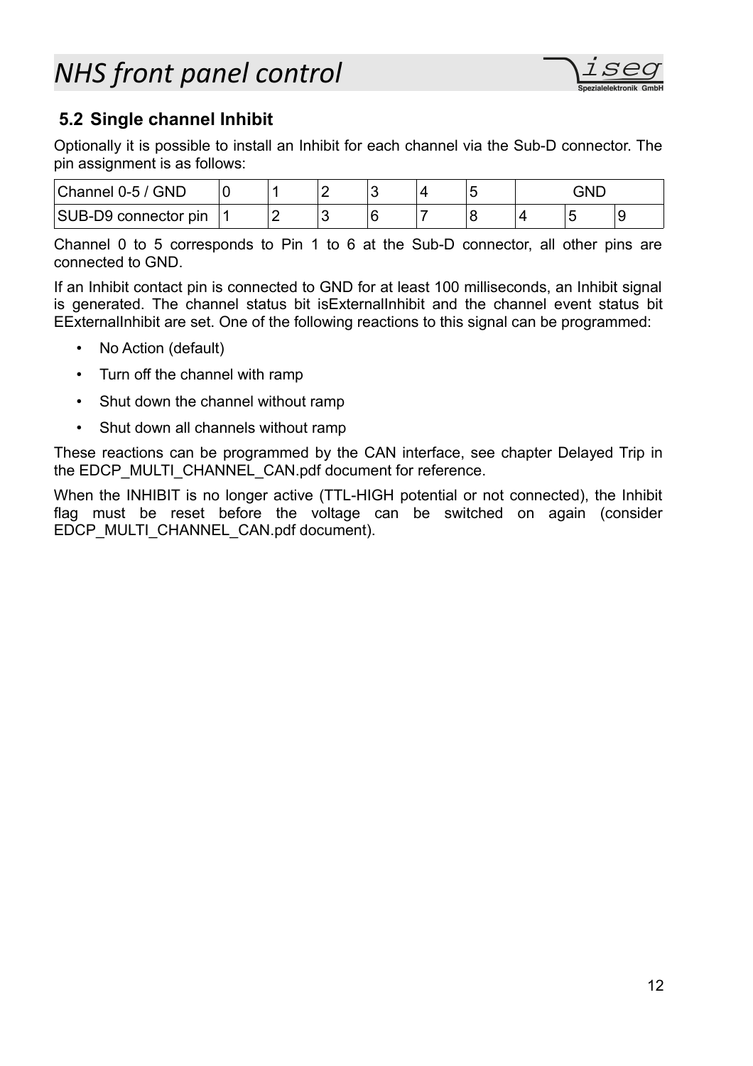## 5.2 Single channel Inhibit

Optionally it is possible to install an Inhibit for each channel via the Sub-D connector. The pin assignment is as follows:

| Channel 0-5 / GND | 0 | 1 | 2 | 3 | 4 | 5 | GND | | |
|---|---|---|---|---|---|---|---|---|---|
| SUB-D9 connector pin | 1 | 2 | 3 | 6 | 7 | 8 | 4 | 5 | 9 |

Channel 0 to 5 corresponds to Pin 1 to 6 at the Sub-D connector, all other pins are connected to GND.

If an Inhibit contact pin is connected to GND for at least 100 milliseconds, an Inhibit signal is generated. The channel status bit isExternalInhibit and the channel event status bit EExternalInhibit are set. One of the following reactions to this signal can be programmed:

- No Action (default)
- Turn off the channel with ramp
- Shut down the channel without ramp
- Shut down all channels without ramp

These reactions can be programmed by the CAN interface, see chapter Delayed Trip in the EDCP_MULTI_CHANNEL_CAN.pdf document for reference.

When the INHIBIT is no longer active (TTL-HIGH potential or not connected), the Inhibit flag must be reset before the voltage can be switched on again (consider EDCP_MULTI_CHANNEL_CAN.pdf document).